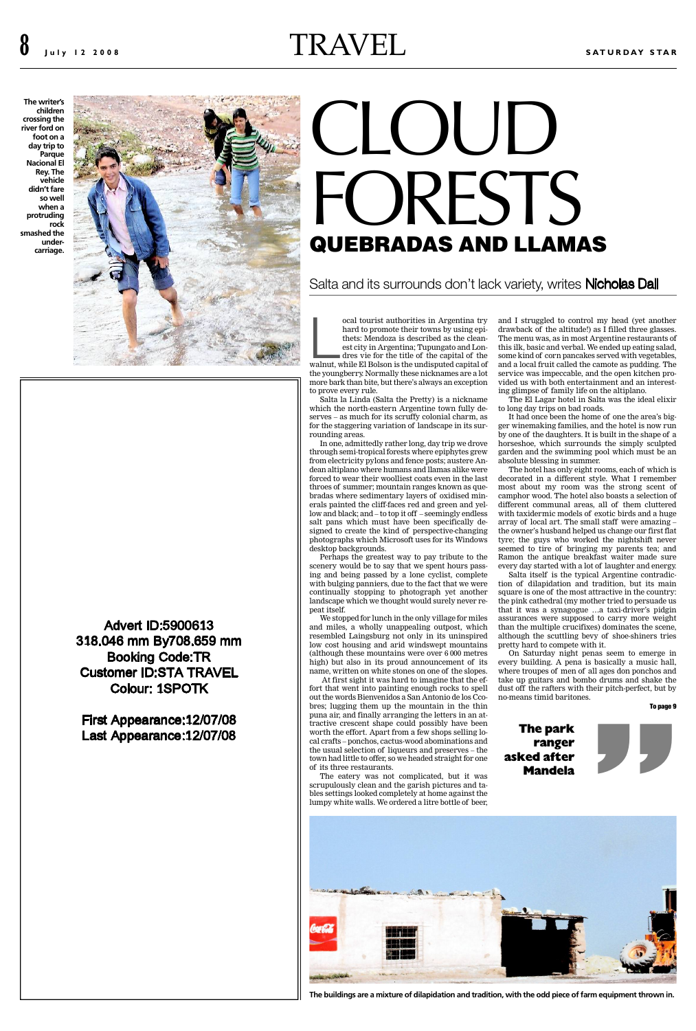# CLOUD FORESTS

## QUEBRADAS AND LLAMAS

Salta and its surrounds don't lack variety, writes **Nicholas Dall**

The writer's children crossing the river ford on foot on a day trip to Parque Nacional El Rey. The vehicle didn't fare so well when a protruding rock smashed the under-carriage.

Advert ID:5900613
318.046 mm By708.659 mm
Booking Code:TR
Customer ID:STA TRAVEL
Colour: 1SPOTK

First Appearance:12/07/08
Last Appearance:12/07/08

Local tourist authorities in Argentina try hard to promote their towns by using epithets: Mendoza is described as the cleanest city in Argentina; Tupungato and Londres vie for the title of the capital of the walnut, while El Bolson is the undisputed capital of the youngberry. Normally these nicknames are a lot more bark than bite, but there's always an exception to prove every rule.

Salta la Linda (Salta the Pretty) is a nickname which the north-eastern Argentine town fully deserves – as much for its scruffy colonial charm, as for the staggering variation of landscape in its surrounding areas.

In one, admittedly rather long, day trip we drove through semi-tropical forests where epiphytes grew from electricity pylons and fence posts; austere Andean altiplano where humans and llamas alike were forced to wear their woolliest coats even in the last throes of summer; mountain ranges known as quebradas where sedimentary layers of oxidised minerals painted the cliff-faces red and green and yellow and black; and – to top it off – seemingly endless salt pans which must have been specifically designed to create the kind of perspective-changing photographs which Microsoft uses for its Windows desktop backgrounds.

Perhaps the greatest way to pay tribute to the scenery would be to say that we spent hours passing and being passed by a lone cyclist, complete with bulging panniers, due to the fact that we were continually stopping to photograph yet another landscape which we thought would surely never repeat itself.

We stopped for lunch in the only village for miles and miles, a wholly unappealing outpost, which resembled Laingsburg not only in its uninspired low cost housing and arid windswept mountains (although these mountains were over 6 000 metres high) but also in its proud announcement of its name, written on white stones on one of the slopes.

At first sight it was hard to imagine that the effort that went into painting enough rocks to spell out the words Bienvenidos a San Antonio de los Cobres; lugging them up the mountain in the thin puna air, and finally arranging the letters in an attractive crescent shape could possibly have been worth the effort. Apart from a few shops selling local crafts – ponchos, cactus-wood abominations and the usual selection of liqueurs and preserves – the town had little to offer, so we headed straight for one of its three restaurants.

The eatery was not complicated, but it was scrupulously clean and the garish pictures and tables settings looked completely at home against the lumpy white walls. We ordered a litre bottle of beer, and I struggled to control my head (yet another drawback of the altitude!) as I filled three glasses. The menu was, as in most Argentine restaurants of this ilk, basic and verbal. We ended up eating salad, some kind of corn pancakes served with vegetables, and a local fruit called the camote as pudding. The service was impeccable, and the open kitchen provided us with both entertainment and an interesting glimpse of family life on the altiplano.

The El Lagar hotel in Salta was the ideal elixir to long day trips on bad roads.

It had once been the home of one the area's bigger winemaking families, and the hotel is now run by one of the daughters. It is built in the shape of a horseshoe, which surrounds the simply sculpted garden and the swimming pool which must be an absolute blessing in summer.

The hotel has only eight rooms, each of which is decorated in a different style. What I remember most about my room was the strong scent of camphor wood. The hotel also boasts a selection of different communal areas, all of them cluttered with taxidermic models of exotic birds and a huge array of local art. The small staff were amazing – the owner's husband helped us change our first flat tyre; the guys who worked the nightshift never seemed to tire of bringing my parents tea; and Ramon the antique breakfast waiter made sure every day started with a lot of laughter and energy.

Salta itself is the typical Argentine contradiction of dilapidation and tradition, but its main square is one of the most attractive in the country: the pink cathedral (my mother tried to persuade us that it was a synagogue …a taxi-driver's pidgin assurances were supposed to carry more weight than the multiple crucifixes) dominates the scene, although the scuttling bevy of shoe-shiners tries pretty hard to compete with it.

On Saturday night peñas seem to emerge in every building. A peña is basically a music hall, where troupes of men of all ages don ponchos and take up guitars and bombo drums and shake the dust off the rafters with their pitch-perfect, but by no-means timid baritones.

To page 9

**The park ranger asked after Mandela**

The buildings are a mixture of dilapidation and tradition, with the odd piece of farm equipment thrown in.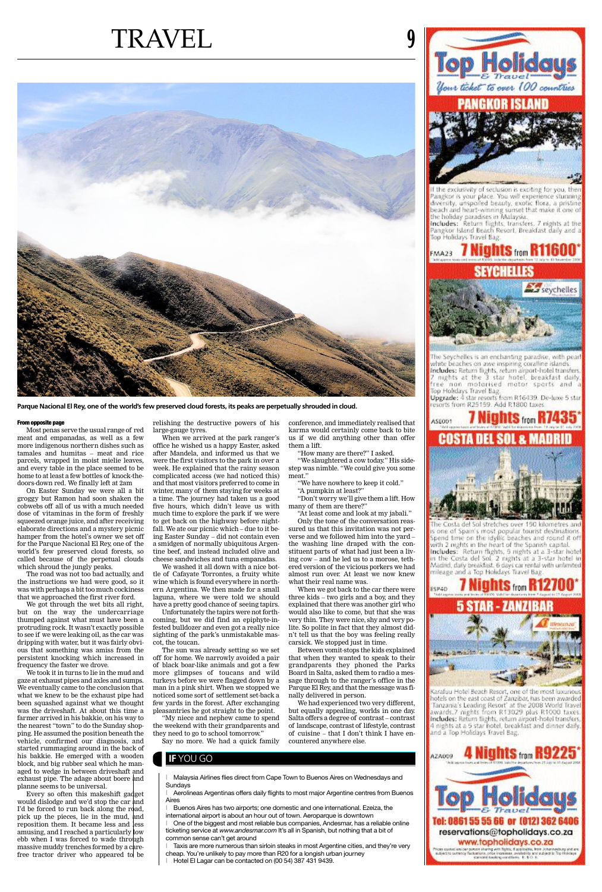# TRAVEL

**Parque Nacional El Rey, one of the world's few preserved cloud forests, its peaks are perpetually shrouded in cloud.**

**From opposite page**

Most penas serve the usual range of red meat and empanadas, as well as a few more indigenous northern dishes such as tamales and humitas – meat and rice parcels, wrapped in moist mielie leaves, and every table in the place seemed to be home to at least a few bottles of knock-the-doors-down red. We finally left at 2am

On Easter Sunday we were all a bit groggy but Ramon had soon shaken the cobwebs off all of us with a much needed dose of vitaminas in the form of freshly squeezed orange juice, and after receiving elaborate directions and a mystery picnic hamper from the hotel's owner we set off for the Parque Nacional El Rey, one of the world's few preserved cloud forests, so called because of the perpetual clouds which shroud the jungly peaks.

The road was not too bad actually, and the instructions we had were good, so it was with perhaps a bit too much cockiness that we approached the first river ford.

We got through the wet bits all right, but on the way the undercarriage thumped against what must have been a protruding rock. It wasn't exactly possible to see if we were leaking oil, as the car was dripping with water, but it was fairly obvious that something was amiss from the persistent knocking which increased in frequency the faster we drove.

We took it in turns to lie in the mud and gaze at exhaust pipes and axles and sumps. We eventually came to the conclusion that what we knew to be the exhaust pipe had been squashed against what we thought was the driveshaft. At about this time a farmer arrived in his bakkie, on his way to the nearest "town" to do the Sunday shopping. He assumed the position beneath the vehicle, confirmed our diagnosis, and started rummaging around in the back of his bakkie. He emerged with a wooden block, and big rubber seal which he managed to wedge in between driveshaft and exhaust pipe. The adage about boere and planne seems to be universal.

Every so often this makeshift gadget would dislodge and we'd stop the car and I'd be forced to run back along the road, pick up the pieces, lie in the mud, and reposition them. It became less and less amusing, and I reached a particularly low ebb when I was forced to wade through massive muddy trenches formed by a carefree tractor driver who appeared to be relishing the destructive powers of his large-gauge tyres.

When we arrived at the park ranger's office he wished us a happy Easter, asked after Mandela, and informed us that we were the first visitors to the park in over a week. He explained that the rainy season complicated access (we had noticed this) and that most visitors preferred to come in winter, many of them staying for weeks at a time. The journey had taken us a good five hours, which didn't leave us with much time to explore the park if we were to get back on the highway before nightfall. We ate our picnic which – due to it being Easter Sunday – did not contain even a smidgen of normally ubiquitous Argentine beef, and instead included olive and cheese sandwiches and tuna empanadas.

We washed it all down with a nice bottle of Cafayate Torrontes, a fruity white wine which is found everywhere in northern Argentina. We then made for a small laguna, where we were told we should have a pretty good chance of seeing tapirs.

Unfortunately the tapirs were not forthcoming, but we did find an epiphyte-infested bulldozer and even got a really nice sighting of the park's unmistakable mascot, the toucan.

The sun was already setting so we set off for home. We narrowly avoided a pair of black boar-like animals and got a few more glimpses of toucans and wild turkeys before we were flagged down by a man in a pink shirt. When we stopped we noticed some sort of settlement set-back a few yards in the forest. After exchanging pleasantries he got straight to the point.

"My niece and nephew came to spend the weekend with their grandparents and they need to go to school tomorrow."

Say no more. We had a quick family conference, and immediately realised that karma would certainly come back to bite us if we did anything other than offer them a lift.

"How many are there?" I asked.

"We slaughtered a cow today." His side-step was nimble. "We could give you some meat."

"We have nowhere to keep it cold."

"A pumpkin at least?"

"Don't worry we'll give them a lift. How many of them are there?"

"At least come and look at my jabali."

Only the tone of the conversation reassured us that this invitation was not perverse and we followed him into the yard – the washing line draped with the constituent parts of what had just been a living cow – and he led us to a morose, tethered version of the vicious porkers we had almost run over. At least we now knew what their real name was.

When we got back to the car there were three kids – two girls and a boy, and they explained that there was another girl who would also like to come, but that she was very thin. They were nice, shy and very polite. So polite in fact that they almost didn't tell us that the boy was feeling really carsick. We stopped just in time.

Between vomit-stops the kids explained that when they wanted to speak to their grandparents they phoned the Parks Board in Salta, asked them to radio a message through to the ranger's office in the Parque El Rey, and that the message was finally delivered in person.

We had experienced two very different, but equally appealing, worlds in one day. Salta offers a degree of contrast – contrast of landscape, contrast of lifestyle, contrast of cuisine – that I don't think I have encountered anywhere else.

## IF YOU GO

- Malaysia Airlines flies direct from Cape Town to Buenos Aires on Wednesdays and Sundays
- Aerolineas Argentinas offers daily flights to most major Argentine centres from Buenos Aires
- Buenos Aires has two airports; one domestic and one international. Ezeiza, the international airport is about an hour out of town. Aeroparque is downtown
- One of the biggest and most reliable bus companies, Andesmar, has a reliable online ticketing service at *www.andesmar.com* It's all in Spanish, but nothing that a bit of common sense can't get around
- Taxis are more numerous than sirloin steaks in most Argentine cities, and they're very cheap. You're unlikely to pay more than R20 for a longish urban journey
- Hotel El Lagar can be contacted on (00 54) 387 431 9439.

---

# Top Holidays & Travel

*Your ticket to over 100 countries*

## PANGKOR ISLAND

If the exclusivity of seclusion is exciting for you, then Pangkor is your place. You will experience stunning diversity, unspoiled beauty, exotic flora, a pristine beach and heart-winning sunset that make it one of the holiday paradises in Malaysia.

**Includes:** Return flights, transfers, 7 nights at the Pangkor Island Beach Resort, Breakfast daily and a Top Holidays Travel Bag.

FMA23 **7 Nights from R11600***

## SEYCHELLES

The Seychelles is an enchanting paradise, with pearl white beaches on awe inspiring coralline islands.

**Includes:** Return flights, return airport-hotel transfers, 7 nights at the 3 star hotel, breakfast daily, free non motorised motor sports and a Top Holidays Travel Bag.

**Upgrade:** 4 star resorts from R16439. De-luxe 5 star resorts from R25159. Add R1800 taxes.

ASE001 **7 Nights from R7435***

## COSTA DEL SOL & MADRID

The Costa del Sol stretches over 150 kilometres and is one of Spain's most popular tourist destinations. Spend time on the idyllic beaches and round it off with 2 nights in the heart of the Spanish capital.

**Includes:** Return flights, 5 nights at a 3-star hotel in the Costa del Sol, 2 nights at a 3-star hotel in Madrid, daily breakfast, 6 days car rental with unlimited mileage and a Top Holidays Travel Bag.

ESP4D **7 Nights from R12700***

## 5 STAR - ZANZIBAR

Karafuu Hotel Beach Resort, one of the most luxurious hotels on the east coast of Zanzibar, has been awarded 'Tanzania's Leading Resort' at the 2008 World Travel awards. 7 nights from R13029 plus R1000 taxes.

**Includes:** Return flights, return airport-hotel transfers, 4 nights at a 5 star hotel, breakfast and dinner daily, and a Top Holidays Travel Bag.

AZA009 **4 Nights from R9225***

# Top Holidays & Travel

**Tel: 0861 55 55 66 or (012) 362 6406**

**reservations@topholidays.co.za**

**www.topholidays.co.za**